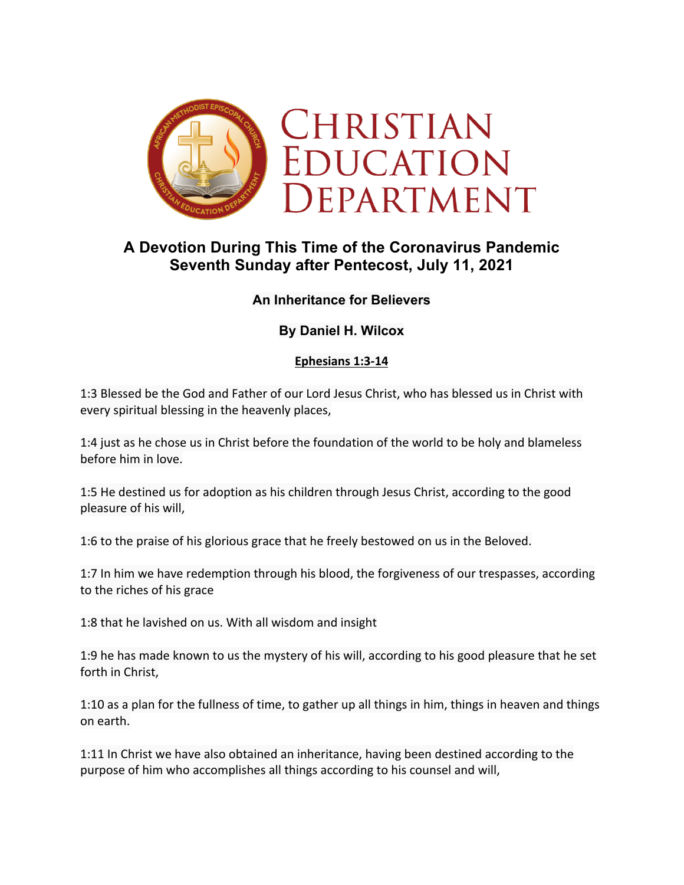# Christian Education Department

## A Devotion During This Time of the Coronavirus Pandemic
## Seventh Sunday after Pentecost, July 11, 2021

### An Inheritance for Believers

### By Daniel H. Wilcox

**Ephesians 1:3-14**

1:3 Blessed be the God and Father of our Lord Jesus Christ, who has blessed us in Christ with every spiritual blessing in the heavenly places,

1:4 just as he chose us in Christ before the foundation of the world to be holy and blameless before him in love.

1:5 He destined us for adoption as his children through Jesus Christ, according to the good pleasure of his will,

1:6 to the praise of his glorious grace that he freely bestowed on us in the Beloved.

1:7 In him we have redemption through his blood, the forgiveness of our trespasses, according to the riches of his grace

1:8 that he lavished on us. With all wisdom and insight

1:9 he has made known to us the mystery of his will, according to his good pleasure that he set forth in Christ,

1:10 as a plan for the fullness of time, to gather up all things in him, things in heaven and things on earth.

1:11 In Christ we have also obtained an inheritance, having been destined according to the purpose of him who accomplishes all things according to his counsel and will,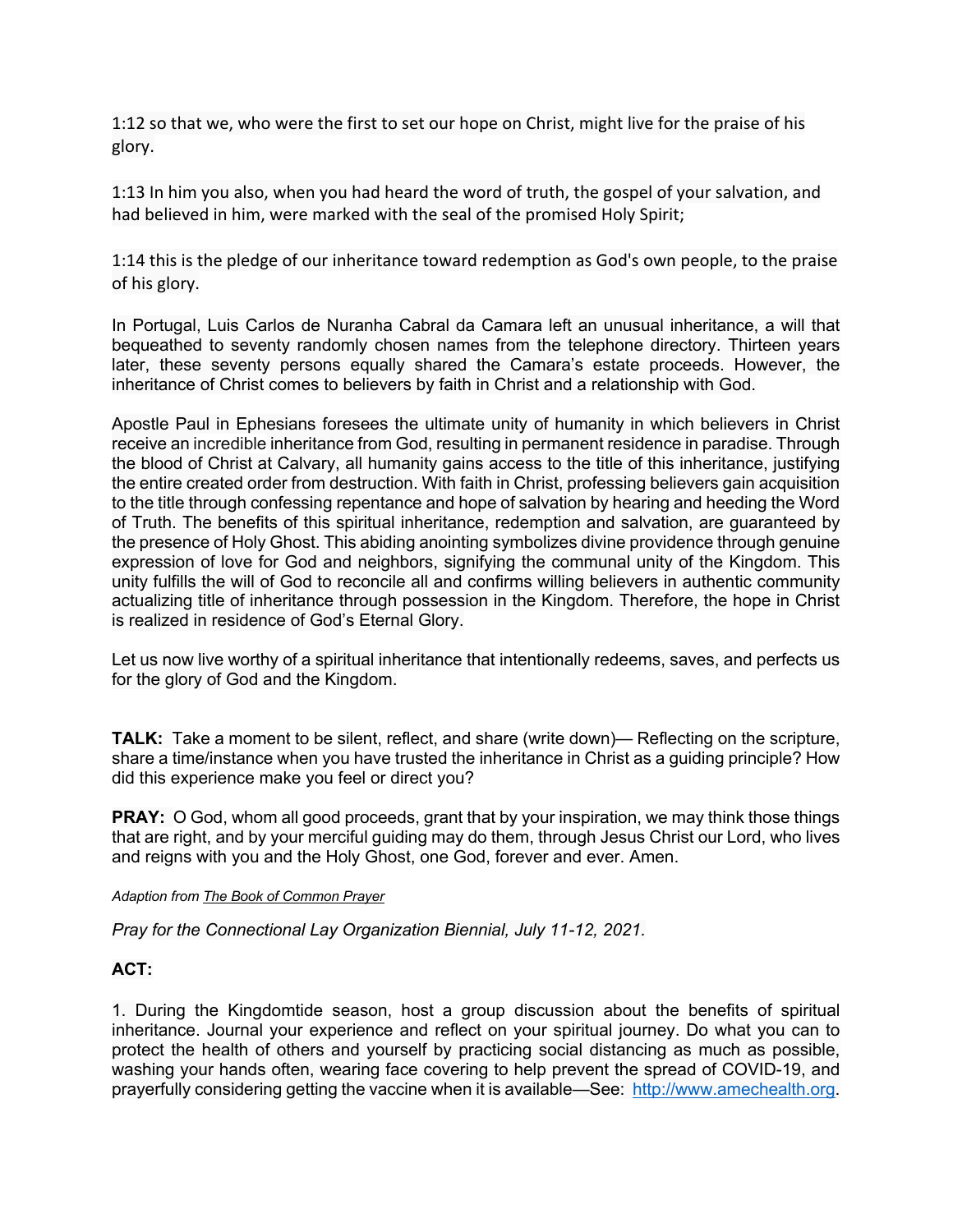1:12 so that we, who were the first to set our hope on Christ, might live for the praise of his glory.

1:13 In him you also, when you had heard the word of truth, the gospel of your salvation, and had believed in him, were marked with the seal of the promised Holy Spirit;

1:14 this is the pledge of our inheritance toward redemption as God's own people, to the praise of his glory.

In Portugal, Luis Carlos de Nuranha Cabral da Camara left an unusual inheritance, a will that bequeathed to seventy randomly chosen names from the telephone directory. Thirteen years later, these seventy persons equally shared the Camara's estate proceeds. However, the inheritance of Christ comes to believers by faith in Christ and a relationship with God.

Apostle Paul in Ephesians foresees the ultimate unity of humanity in which believers in Christ receive an incredible inheritance from God, resulting in permanent residence in paradise. Through the blood of Christ at Calvary, all humanity gains access to the title of this inheritance, justifying the entire created order from destruction. With faith in Christ, professing believers gain acquisition to the title through confessing repentance and hope of salvation by hearing and heeding the Word of Truth. The benefits of this spiritual inheritance, redemption and salvation, are guaranteed by the presence of Holy Ghost. This abiding anointing symbolizes divine providence through genuine expression of love for God and neighbors, signifying the communal unity of the Kingdom. This unity fulfills the will of God to reconcile all and confirms willing believers in authentic community actualizing title of inheritance through possession in the Kingdom. Therefore, the hope in Christ is realized in residence of God's Eternal Glory.

Let us now live worthy of a spiritual inheritance that intentionally redeems, saves, and perfects us for the glory of God and the Kingdom.

**TALK:** Take a moment to be silent, reflect, and share (write down)— Reflecting on the scripture, share a time/instance when you have trusted the inheritance in Christ as a guiding principle? How did this experience make you feel or direct you?

**PRAY:** O God, whom all good proceeds, grant that by your inspiration, we may think those things that are right, and by your merciful guiding may do them, through Jesus Christ our Lord, who lives and reigns with you and the Holy Ghost, one God, forever and ever. Amen.

*Adaption from The Book of Common Prayer*

*Pray for the Connectional Lay Organization Biennial, July 11-12, 2021.*

**ACT:**

1. During the Kingdomtide season, host a group discussion about the benefits of spiritual inheritance. Journal your experience and reflect on your spiritual journey. Do what you can to protect the health of others and yourself by practicing social distancing as much as possible, washing your hands often, wearing face covering to help prevent the spread of COVID-19, and prayerfully considering getting the vaccine when it is available—See: [http://www.amechealth.org](http://www.amechealth.org).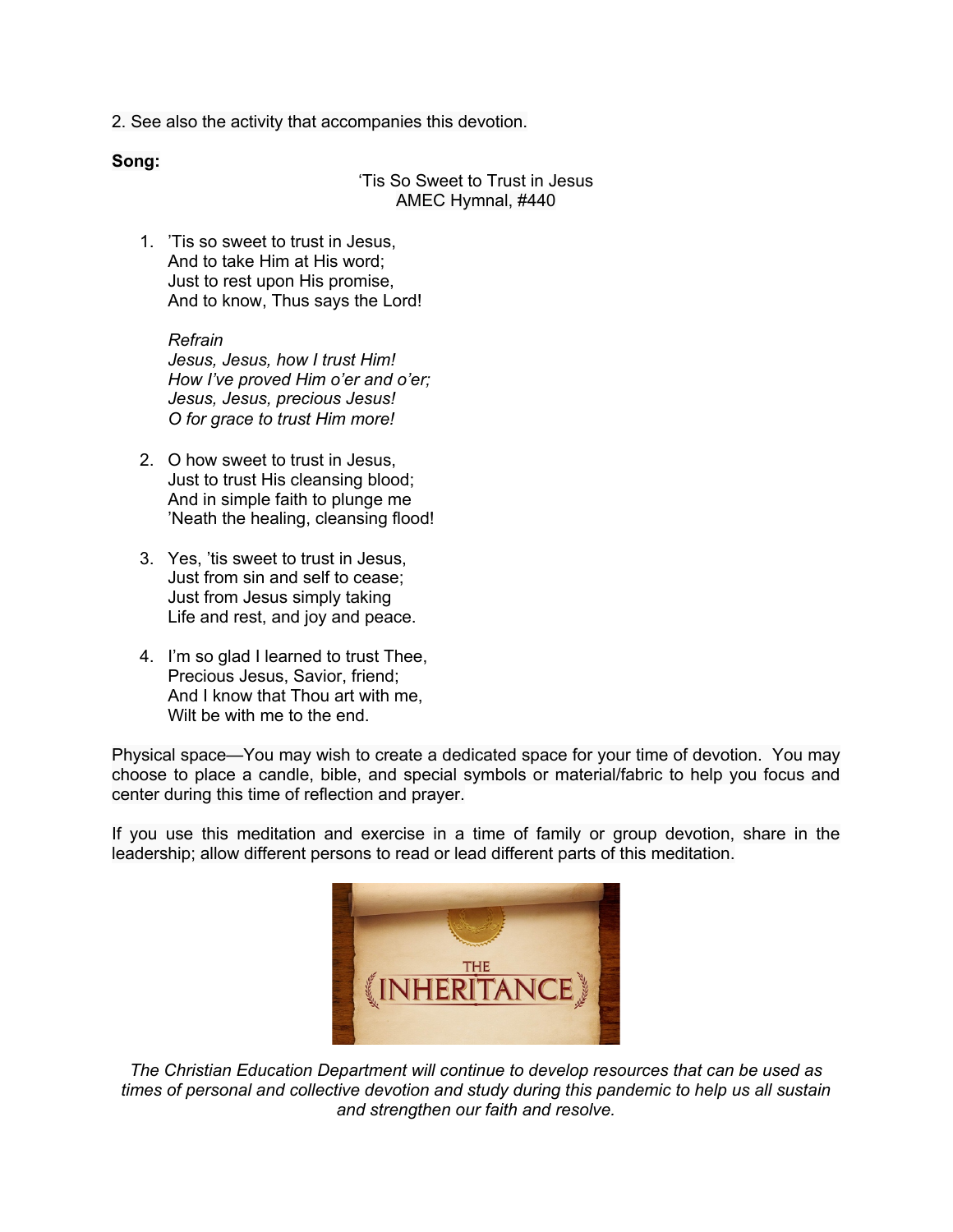2. See also the activity that accompanies this devotion.

**Song:**

'Tis So Sweet to Trust in Jesus
AMEC Hymnal, #440

1. 'Tis so sweet to trust in Jesus,
   And to take Him at His word;
   Just to rest upon His promise,
   And to know, Thus says the Lord!

   *Refrain*
   *Jesus, Jesus, how I trust Him!*
   *How I've proved Him o'er and o'er;*
   *Jesus, Jesus, precious Jesus!*
   *O for grace to trust Him more!*

2. O how sweet to trust in Jesus,
   Just to trust His cleansing blood;
   And in simple faith to plunge me
   'Neath the healing, cleansing flood!

3. Yes, 'tis sweet to trust in Jesus,
   Just from sin and self to cease;
   Just from Jesus simply taking
   Life and rest, and joy and peace.

4. I'm so glad I learned to trust Thee,
   Precious Jesus, Savior, friend;
   And I know that Thou art with me,
   Wilt be with me to the end.

Physical space—You may wish to create a dedicated space for your time of devotion. You may choose to place a candle, bible, and special symbols or material/fabric to help you focus and center during this time of reflection and prayer.

If you use this meditation and exercise in a time of family or group devotion, share in the leadership; allow different persons to read or lead different parts of this meditation.

THE INHERITANCE

*The Christian Education Department will continue to develop resources that can be used as times of personal and collective devotion and study during this pandemic to help us all sustain and strengthen our faith and resolve.*